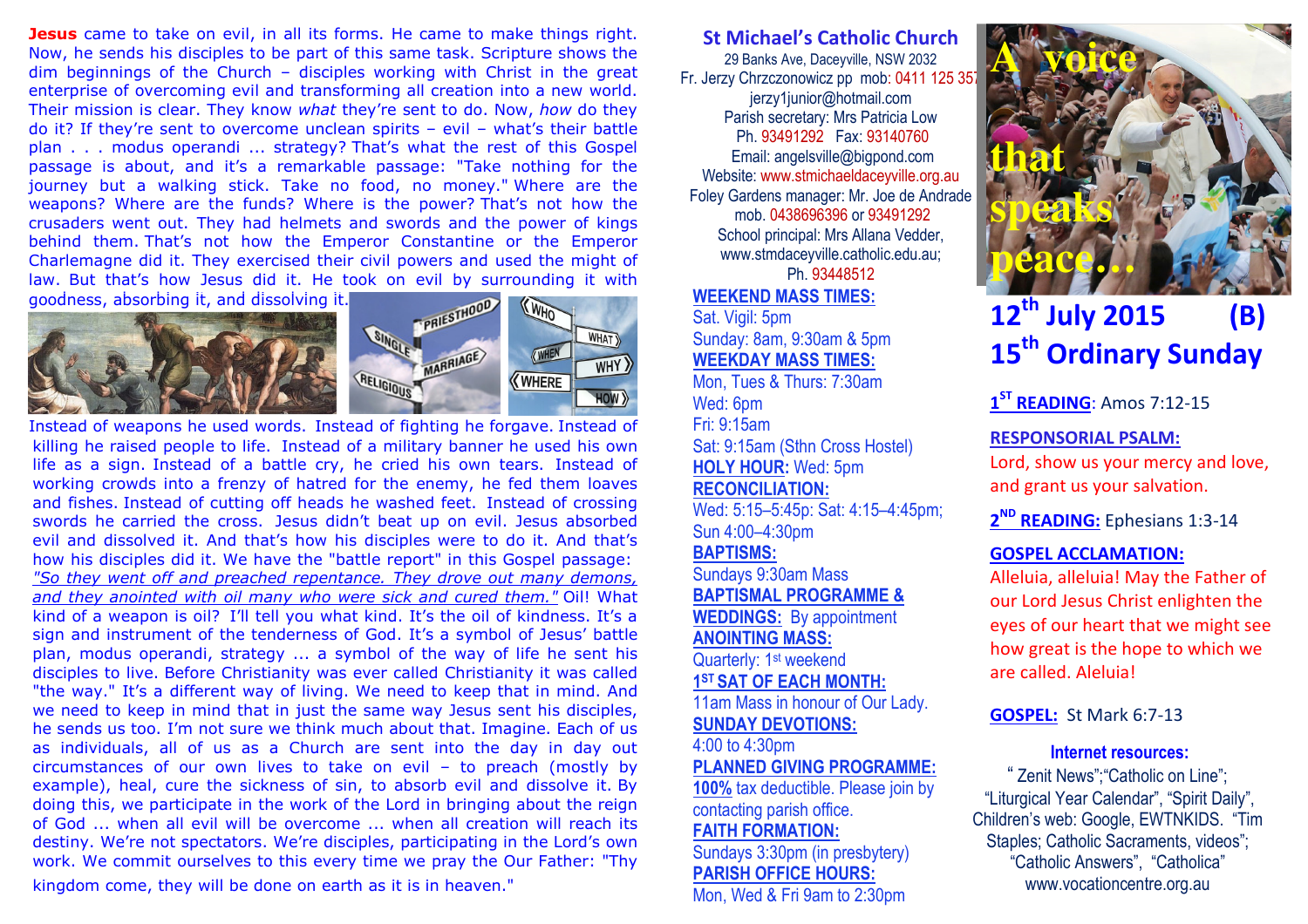**Jesus** came to take on evil, in all its forms. He came to make things right. Now, he sends his disciples to be part of this same task. Scripture shows the dim beginnings of the Church – disciples working with Christ in the great enterprise of overcoming evil and transforming all creation into a new world. Their mission is clear. They know *what* they're sent to do. Now, *how* do they do it? If they're sent to overcome unclean spirits – evil – what's their battle plan . . . modus operandi ... strategy? That's what the rest of this Gospel passage is about, and it's a remarkable passage: "Take nothing for the journey but a walking stick. Take no food, no money." Where are the weapons? Where are the funds? Where is the power? That's not how the crusaders went out. They had helmets and swords and the power of kings behind them. That's not how the Emperor Constantine or the Emperor Charlemagne did it. They exercised their civil powers and used the might of law. But that's how Jesus did it. He took on evil by surrounding it with goodness, absorbing it, and dissolving it.

Instead of weapons he used words. Instead of fighting he forgave. Instead of killing he raised people to life. Instead of a military banner he used his own life as a sign. Instead of a battle cry, he cried his own tears. Instead of working crowds into a frenzy of hatred for the enemy, he fed them loaves and fishes. Instead of cutting off heads he washed feet. Instead of crossing swords he carried the cross. Jesus didn't beat up on evil. Jesus absorbed evil and dissolved it. And that's how his disciples were to do it. And that's how his disciples did it. We have the "battle report" in this Gospel passage: *"So they went off and preached repentance. They drove out many demons, and they anointed with oil many who were sick and cured them."* Oil! What kind of a weapon is oil? I'll tell you what kind. It's the oil of kindness. It's a sign and instrument of the tenderness of God. It's a symbol of Jesus' battle plan, modus operandi, strategy ... a symbol of the way of life he sent his disciples to live. Before Christianity was ever called Christianity it was called "the way." It's a different way of living. We need to keep that in mind. And we need to keep in mind that in just the same way Jesus sent his disciples, he sends us too. I'm not sure we think much about that. Imagine. Each of us as individuals, all of us as a Church are sent into the day in day out circumstances of our own lives to take on evil – to preach (mostly by example), heal, cure the sickness of sin, to absorb evil and dissolve it. By doing this, we participate in the work of the Lord in bringing about the reign of God ... when all evil will be overcome ... when all creation will reach its destiny. We're not spectators. We're disciples, participating in the Lord's own work. We commit ourselves to this every time we pray the Our Father: "Thy kingdom come, they will be done on earth as it is in heaven."

## St Michael's Catholic Church

29 Banks Ave, Daceyville, NSW 2032
Fr. Jerzy Chrzczonowicz pp mob: 0411 125 357
jerzy1junior@hotmail.com
Parish secretary: Mrs Patricia Low
Ph. 93491292 Fax: 93140760
Email: angelsville@bigpond.com
Website: www.stmichaeldaceyville.org.au
Foley Gardens manager: Mr. Joe de Andrade
mob. 0438696396 or 93491292
School principal: Mrs Allana Vedder,
www.stmdaceyville.catholic.edu.au;
Ph. 93448512

**WEEKEND MASS TIMES:**
Sat. Vigil: 5pm
Sunday: 8am, 9:30am & 5pm

**WEEKDAY MASS TIMES:**
Mon, Tues & Thurs: 7:30am
Wed: 6pm
Fri: 9:15am
Sat: 9:15am (Sthn Cross Hostel)

**HOLY HOUR:** Wed: 5pm

**RECONCILIATION:**
Wed: 5:15–5:45p: Sat: 4:15–4:45pm;
Sun 4:00–4:30pm

**BAPTISMS:**
Sundays 9:30am Mass

**BAPTISMAL PROGRAMME & WEDDINGS:** By appointment

**ANOINTING MASS:**
Quarterly: 1st weekend

**1ST SAT OF EACH MONTH:**
11am Mass in honour of Our Lady.

**SUNDAY DEVOTIONS:**
4:00 to 4:30pm

**PLANNED GIVING PROGRAMME:**
**100%** tax deductible. Please join by contacting parish office.

**FAITH FORMATION:**
Sundays 3:30pm (in presbytery)

**PARISH OFFICE HOURS:**
Mon, Wed & Fri 9am to 2:30pm

A voice that speaks peace…

# 12th July 2015 (B)
# 15th Ordinary Sunday

**1ST READING**: Amos 7:12-15

**RESPONSORIAL PSALM:**
Lord, show us your mercy and love, and grant us your salvation.

**2ND READING:** Ephesians 1:3-14

**GOSPEL ACCLAMATION:**
Alleluia, alleluia! May the Father of our Lord Jesus Christ enlighten the eyes of our heart that we might see how great is the hope to which we are called. Aleluia!

**GOSPEL:** St Mark 6:7-13

**Internet resources:**
" Zenit News";"Catholic on Line"; "Liturgical Year Calendar", "Spirit Daily", Children's web: Google, EWTNKIDS. "Tim Staples; Catholic Sacraments, videos"; "Catholic Answers", "Catholica"
www.vocationcentre.org.au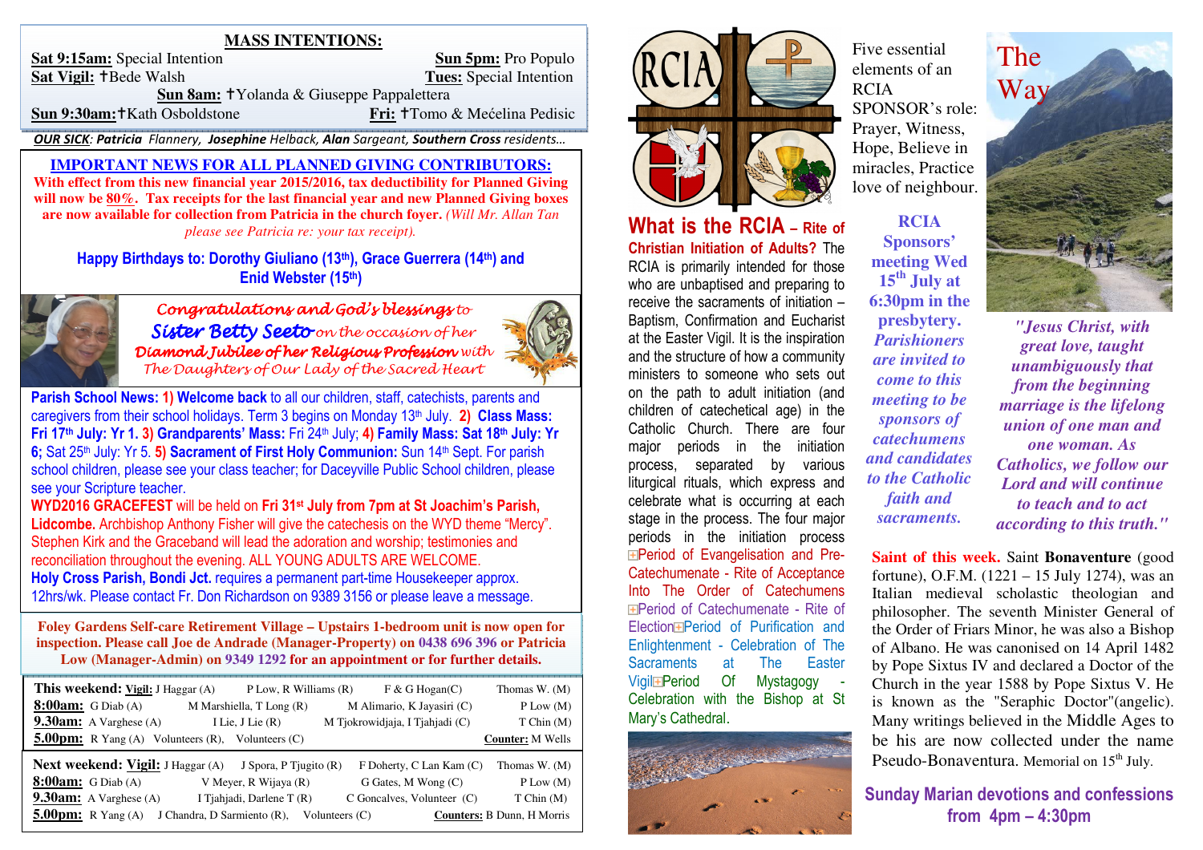## MASS INTENTIONS:

**Sat 9:15am:** Special Intention
**Sun 5pm:** Pro Populo
**Sat Vigil:** ✝Bede Walsh
**Tues:** Special Intention
**Sun 8am:** ✝Yolanda & Giuseppe Pappalettera
**Sun 9:30am:** ✝Kath Osboldstone
**Fri:** ✝Tomo & Mećelina Pedisic

***OUR SICK:*** *Patricia Flannery, Josephine Helback, Alan Sargeant, Southern Cross residents…*

**IMPORTANT NEWS FOR ALL PLANNED GIVING CONTRIBUTORS:**

**With effect from this new financial year 2015/2016, tax deductibility for Planned Giving will now be 80%. Tax receipts for the last financial year and new Planned Giving boxes are now available for collection from Patricia in the church foyer.** *(Will Mr. Allan Tan please see Patricia re: your tax receipt).*

**Happy Birthdays to: Dorothy Giuliano (14th), Grace Guerrera (14th) and Enid Webster (15th)**

*Congratulations and God's blessings to Sister Betty Seeto on the occasion of her Diamond Jubilee of her Religious Profession with The Daughters of Our Lady of the Sacred Heart*

**Parish School News: 1) Welcome back** to all our children, staff, catechists, parents and caregivers from their school holidays. Term 3 begins on Monday 13th July. **2) Class Mass: Fri 17th July: Yr 1. 3) Grandparents' Mass:** Fri 24th July; **4) Family Mass: Sat 18th July: Yr 6;** Sat 25th July: Yr 5. **5) Sacrament of First Holy Communion:** Sun 14th Sept. For parish school children, please see your class teacher; for Daceyville Public School children, please see your Scripture teacher.

**WYD2016 GRACEFEST** will be held on **Fri 31st July from 7pm at St Joachim's Parish, Lidcombe.** Archbishop Anthony Fisher will give the catechesis on the WYD theme "Mercy". Stephen Kirk and the Graceband will lead the adoration and worship; testimonies and reconciliation throughout the evening. ALL YOUNG ADULTS ARE WELCOME.

**Holy Cross Parish, Bondi Jct.** requires a permanent part-time Housekeeper approx. 12hrs/wk. Please contact Fr. Don Richardson on 9389 3156 or please leave a message.

**Foley Gardens Self-care Retirement Village – Upstairs 1-bedroom unit is now open for inspection. Please call Joe de Andrade (Manager-Property) on 0438 696 396 or Patricia Low (Manager-Admin) on 9349 1292 for an appointment or for further details.**

| | | | | |
|---|---|---|---|---|
| **This weekend: Vigil:** | J Haggar (A) | P Low, R Williams (R) | F & G Hogan(C) | Thomas W. (M) |
| **8:00am:** | G Diab (A) | M Marshiella, T Long (R) | M Alimario, K Jayasiri (C) | P Low (M) |
| **9.30am:** | A Varghese (A) | I Lie, J Lie (R) | M Tjokrowidjaja, I Tjahjadi (C) | T Chin (M) |
| **5.00pm:** | R Yang (A) | Volunteers (R) | Volunteers (C) | **Counter:** M Wells |

| | | | | |
|---|---|---|---|---|
| **Next weekend: Vigil:** | J Haggar (A) | J Spora, P Tjugito (R) | F Doherty, C Lan Kam (C) | Thomas W. (M) |
| **8:00am:** | G Diab (A) | V Meyer, R Wijaya (R) | G Gates, M Wong (C) | P Low (M) |
| **9.30am:** | A Varghese (A) | I Tjahjadi, Darlene T (R) | C Goncalves, Volunteer (C) | T Chin (M) |
| **5.00pm:** | R Yang (A) | J Chandra, D Sarmiento (R) | Volunteers (C) | **Counters:** B Dunn, H Morris |

## What is the RCIA – Rite of Christian Initiation of Adults?

The RCIA is primarily intended for those who are unbaptised and preparing to receive the sacraments of initiation – Baptism, Confirmation and Eucharist at the Easter Vigil. It is the inspiration and the structure of how a community ministers to someone who sets out on the path to adult initiation (and children of catechetical age) in the Catholic Church. There are four major periods in the initiation process, separated by various liturgical rituals, which express and celebrate what is occurring at each stage in the process. The four major periods in the initiation process

- Period of Evangelisation and Pre-Catechumenate - Rite of Acceptance Into The Order of Catechumens
- Period of Catechumenate - Rite of Election
- Period of Purification and Enlightenment - Celebration of The Sacraments at The Easter Vigil
- Period Of Mystagogy - Celebration with the Bishop at St Mary's Cathedral.

Five essential elements of an RCIA SPONSOR's role: Prayer, Witness, Hope, Believe in miracles, Practice love of neighbour.

**RCIA Sponsors' meeting Wed 15th July at 6:30pm in the presbytery.** ***Parishioners are invited to come to this meeting to be sponsors of catechumens and candidates to the Catholic faith and sacraments.***

The Way

***"Jesus Christ, with great love, taught unambiguously that from the beginning marriage is the lifelong union of one man and one woman. As Catholics, we follow our Lord and will continue to teach and to act according to this truth."***

**Saint of this week.** Saint **Bonaventure** (good fortune), O.F.M. (1221 – 15 July 1274), was an Italian medieval scholastic theologian and philosopher. The seventh Minister General of the Order of Friars Minor, he was also a Bishop of Albano. He was canonised on 14 April 1482 by Pope Sixtus IV and declared a Doctor of the Church in the year 1588 by Pope Sixtus V. He is known as the "Seraphic Doctor"(angelic). Many writings believed in the Middle Ages to be his are now collected under the name Pseudo-Bonaventura. Memorial on 15th July.

**Sunday Marian devotions and confessions from 4pm – 4:30pm**